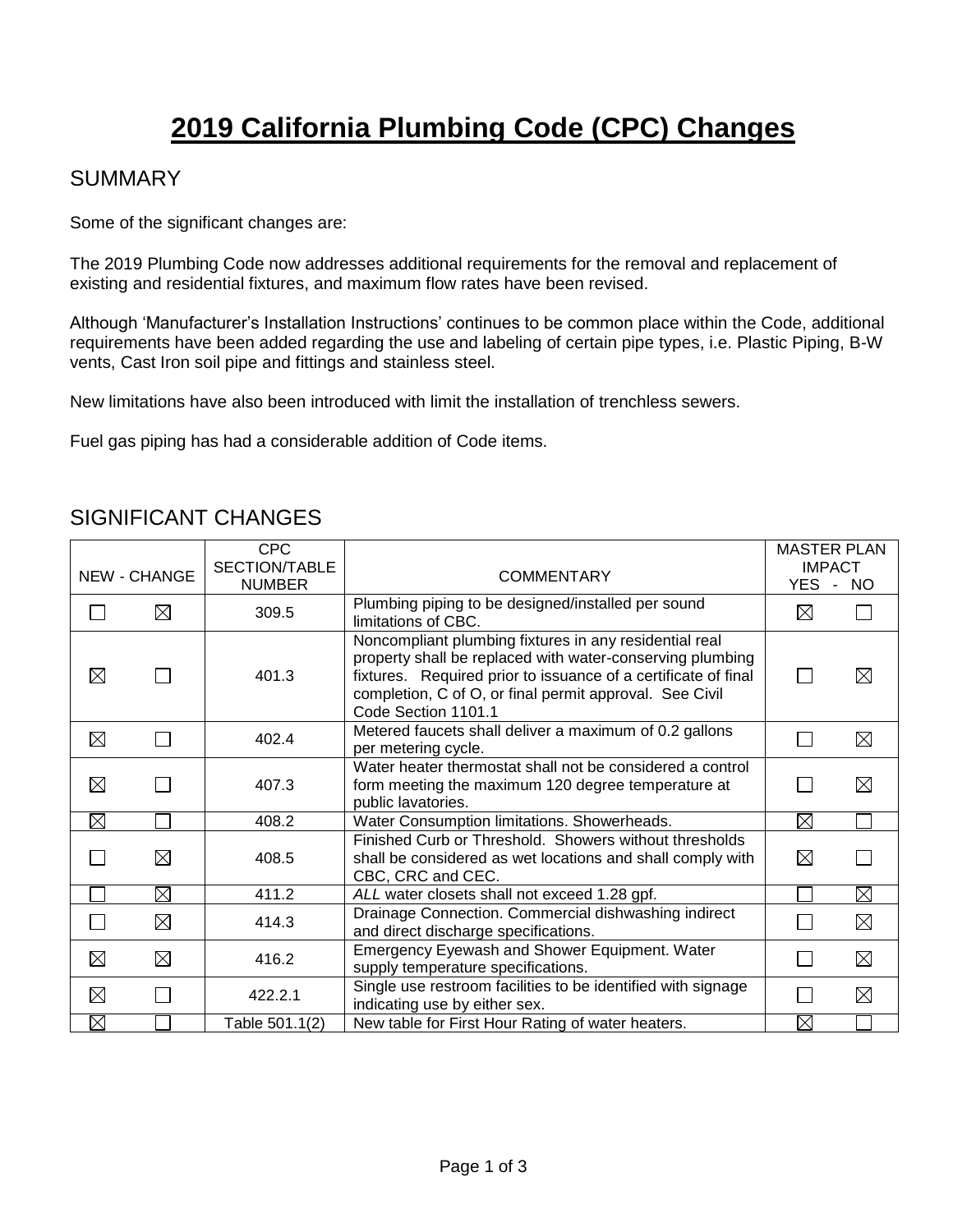# 2019 California Plumbing Code (CPC) Changes

## SUMMARY

Some of the significant changes are:

The 2019 Plumbing Code now addresses additional requirements for the removal and replacement of existing and residential fixtures, and maximum flow rates have been revised.

Although 'Manufacturer's Installation Instructions' continues to be common place within the Code, additional requirements have been added regarding the use and labeling of certain pipe types, i.e. Plastic Piping, B-W vents, Cast Iron soil pipe and fittings and stainless steel.

New limitations have also been introduced with limit the installation of trenchless sewers.

Fuel gas piping has had a considerable addition of Code items.

## SIGNIFICANT CHANGES

| NEW | CHANGE | CPC SECTION/TABLE NUMBER | COMMENTARY | MASTER PLAN IMPACT YES | NO |
|---|---|---|---|---|---|
| ☐ | ☒ | 309.5 | Plumbing piping to be designed/installed per sound limitations of CBC. | ☒ | ☐ |
| ☒ | ☐ | 401.3 | Noncompliant plumbing fixtures in any residential real property shall be replaced with water-conserving plumbing fixtures. Required prior to issuance of a certificate of final completion, C of O, or final permit approval. See Civil Code Section 1101.1 | ☐ | ☒ |
| ☒ | ☐ | 402.4 | Metered faucets shall deliver a maximum of 0.2 gallons per metering cycle. | ☐ | ☒ |
| ☒ | ☐ | 407.3 | Water heater thermostat shall not be considered a control form meeting the maximum 120 degree temperature at public lavatories. | ☐ | ☒ |
| ☒ | ☐ | 408.2 | Water Consumption limitations. Showerheads. | ☒ | ☐ |
| ☐ | ☒ | 408.5 | Finished Curb or Threshold. Showers without thresholds shall be considered as wet locations and shall comply with CBC, CRC and CEC. | ☒ | ☐ |
| ☐ | ☒ | 411.2 | *ALL* water closets shall not exceed 1.28 gpf. | ☐ | ☒ |
| ☐ | ☒ | 414.3 | Drainage Connection. Commercial dishwashing indirect and direct discharge specifications. | ☐ | ☒ |
| ☒ | ☒ | 416.2 | Emergency Eyewash and Shower Equipment. Water supply temperature specifications. | ☐ | ☒ |
| ☒ | ☐ | 422.2.1 | Single use restroom facilities to be identified with signage indicating use by either sex. | ☐ | ☒ |
| ☒ | ☐ | Table 501.1(2) | New table for First Hour Rating of water heaters. | ☒ | ☐ |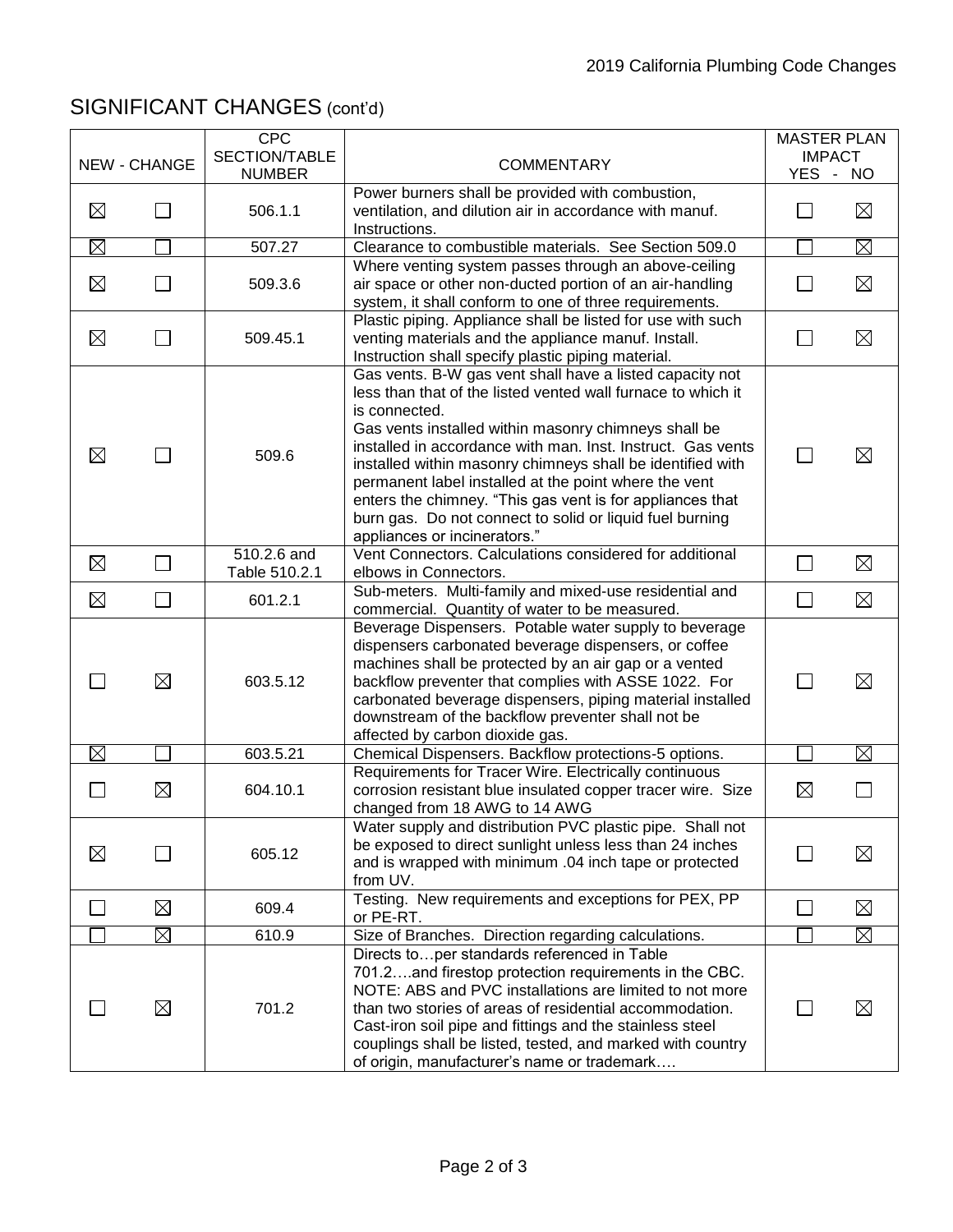## SIGNIFICANT CHANGES (cont'd)

| NEW | CHANGE | CPC SECTION/TABLE NUMBER | COMMENTARY | MASTER PLAN IMPACT YES | NO |
|---|---|---|---|---|---|
| ☒ | ☐ | 506.1.1 | Power burners shall be provided with combustion, ventilation, and dilution air in accordance with manuf. Instructions. | ☐ | ☒ |
| ☒ | ☐ | 507.27 | Clearance to combustible materials. See Section 509.0 | ☐ | ☒ |
| ☒ | ☐ | 509.3.6 | Where venting system passes through an above-ceiling air space or other non-ducted portion of an air-handling system, it shall conform to one of three requirements. | ☐ | ☒ |
| ☒ | ☐ | 509.45.1 | Plastic piping. Appliance shall be listed for use with such venting materials and the appliance manuf. Install. Instruction shall specify plastic piping material. | ☐ | ☒ |
| ☒ | ☐ | 509.6 | Gas vents. B-W gas vent shall have a listed capacity not less than that of the listed vented wall furnace to which it is connected.<br>Gas vents installed within masonry chimneys shall be installed in accordance with man. Inst. Instruct. Gas vents installed within masonry chimneys shall be identified with permanent label installed at the point where the vent enters the chimney. "This gas vent is for appliances that burn gas. Do not connect to solid or liquid fuel burning appliances or incinerators." | ☐ | ☒ |
| ☒ | ☐ | 510.2.6 and Table 510.2.1 | Vent Connectors. Calculations considered for additional elbows in Connectors. | ☐ | ☒ |
| ☒ | ☐ | 601.2.1 | Sub-meters. Multi-family and mixed-use residential and commercial. Quantity of water to be measured. | ☐ | ☒ |
| ☐ | ☒ | 603.5.12 | Beverage Dispensers. Potable water supply to beverage dispensers carbonated beverage dispensers, or coffee machines shall be protected by an air gap or a vented backflow preventer that complies with ASSE 1022. For carbonated beverage dispensers, piping material installed downstream of the backflow preventer shall not be affected by carbon dioxide gas. | ☐ | ☒ |
| ☒ | ☐ | 603.5.21 | Chemical Dispensers. Backflow protections-5 options. | ☐ | ☒ |
| ☐ | ☒ | 604.10.1 | Requirements for Tracer Wire. Electrically continuous corrosion resistant blue insulated copper tracer wire. Size changed from 18 AWG to 14 AWG | ☒ | ☐ |
| ☒ | ☐ | 605.12 | Water supply and distribution PVC plastic pipe. Shall not be exposed to direct sunlight unless less than 24 inches and is wrapped with minimum .04 inch tape or protected from UV. | ☐ | ☒ |
| ☐ | ☒ | 609.4 | Testing. New requirements and exceptions for PEX, PP or PE-RT. | ☐ | ☒ |
| ☐ | ☒ | 610.9 | Size of Branches. Direction regarding calculations. | ☐ | ☒ |
| ☐ | ☒ | 701.2 | Directs to…per standards referenced in Table 701.2….and firestop protection requirements in the CBC. NOTE: ABS and PVC installations are limited to not more than two stories of areas of residential accommodation. Cast-iron soil pipe and fittings and the stainless steel couplings shall be listed, tested, and marked with country of origin, manufacturer's name or trademark…. | ☐ | ☒ |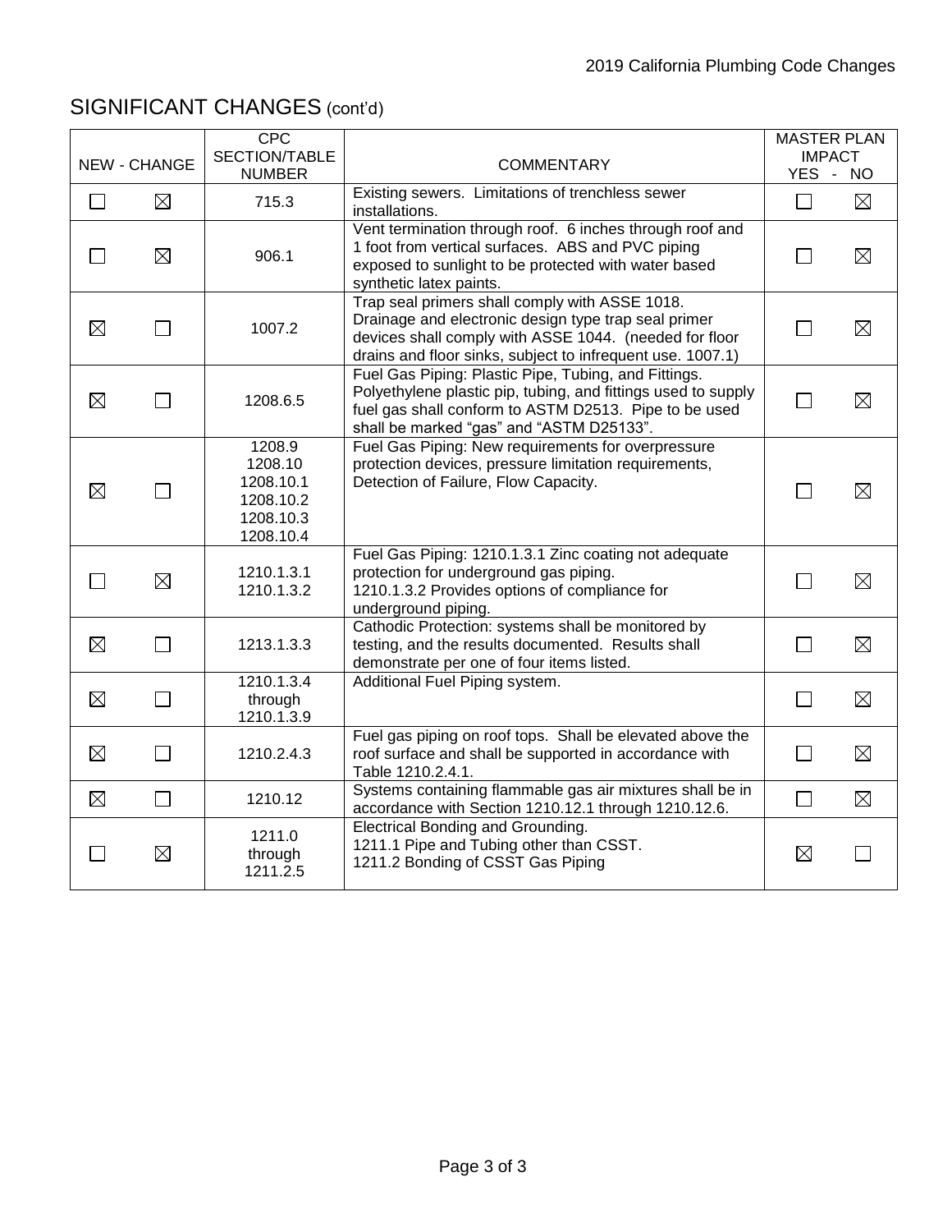## SIGNIFICANT CHANGES (cont'd)

| NEW | CHANGE | CPC SECTION/TABLE NUMBER | COMMENTARY | MASTER PLAN IMPACT YES | NO |
|---|---|---|---|---|---|
| ☐ | ☒ | 715.3 | Existing sewers. Limitations of trenchless sewer installations. | ☐ | ☒ |
| ☐ | ☒ | 906.1 | Vent termination through roof. 6 inches through roof and 1 foot from vertical surfaces. ABS and PVC piping exposed to sunlight to be protected with water based synthetic latex paints. | ☐ | ☒ |
| ☒ | ☐ | 1007.2 | Trap seal primers shall comply with ASSE 1018. Drainage and electronic design type trap seal primer devices shall comply with ASSE 1044. (needed for floor drains and floor sinks, subject to infrequent use. 1007.1) | ☐ | ☒ |
| ☒ | ☐ | 1208.6.5 | Fuel Gas Piping: Plastic Pipe, Tubing, and Fittings. Polyethylene plastic pip, tubing, and fittings used to supply fuel gas shall conform to ASTM D2513. Pipe to be used shall be marked "gas" and "ASTM D25133". | ☐ | ☒ |
| ☒ | ☐ | 1208.9<br>1208.10<br>1208.10.1<br>1208.10.2<br>1208.10.3<br>1208.10.4 | Fuel Gas Piping: New requirements for overpressure protection devices, pressure limitation requirements, Detection of Failure, Flow Capacity. | ☐ | ☒ |
| ☐ | ☒ | 1210.1.3.1<br>1210.1.3.2 | Fuel Gas Piping: 1210.1.3.1 Zinc coating not adequate protection for underground gas piping.<br>1210.1.3.2 Provides options of compliance for underground piping. | ☐ | ☒ |
| ☒ | ☐ | 1213.1.3.3 | Cathodic Protection: systems shall be monitored by testing, and the results documented. Results shall demonstrate per one of four items listed. | ☐ | ☒ |
| ☒ | ☐ | 1210.1.3.4 through 1210.1.3.9 | Additional Fuel Piping system. | ☐ | ☒ |
| ☒ | ☐ | 1210.2.4.3 | Fuel gas piping on roof tops. Shall be elevated above the roof surface and shall be supported in accordance with Table 1210.2.4.1. | ☐ | ☒ |
| ☒ | ☐ | 1210.12 | Systems containing flammable gas air mixtures shall be in accordance with Section 1210.12.1 through 1210.12.6. | ☐ | ☒ |
| ☐ | ☒ | 1211.0 through 1211.2.5 | Electrical Bonding and Grounding.<br>1211.1 Pipe and Tubing other than CSST.<br>1211.2 Bonding of CSST Gas Piping | ☒ | ☐ |